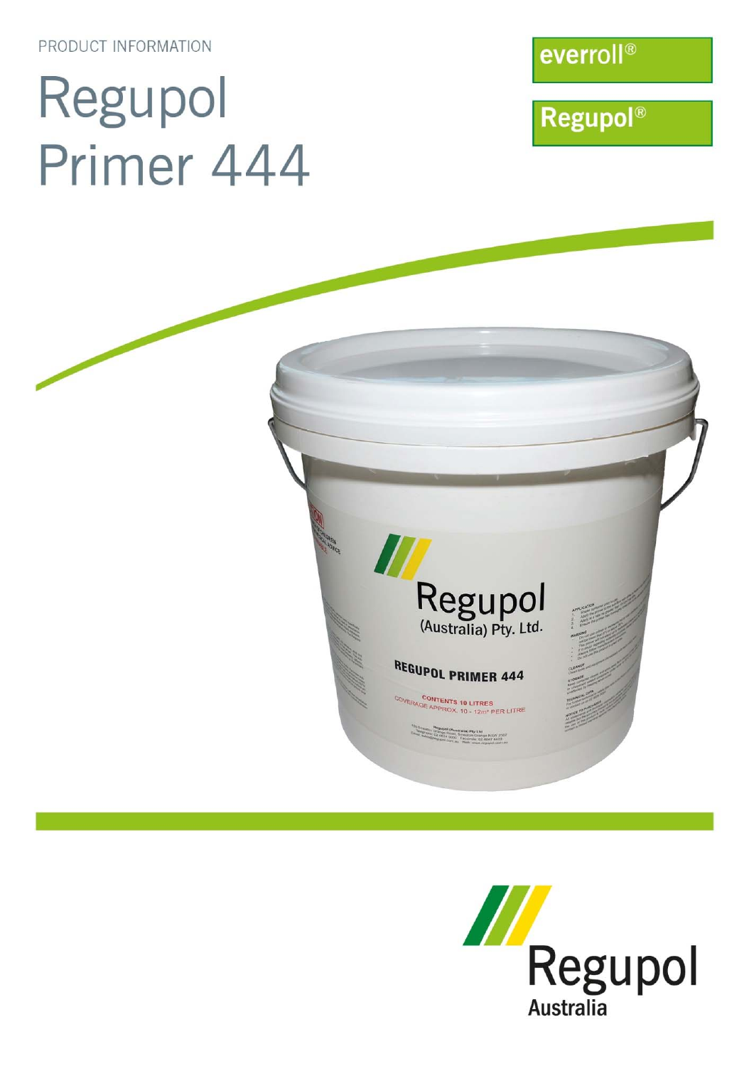PRODUCT INFORMATION

# Regupol Primer 444

everroll®

Regupol®

Regupol Australia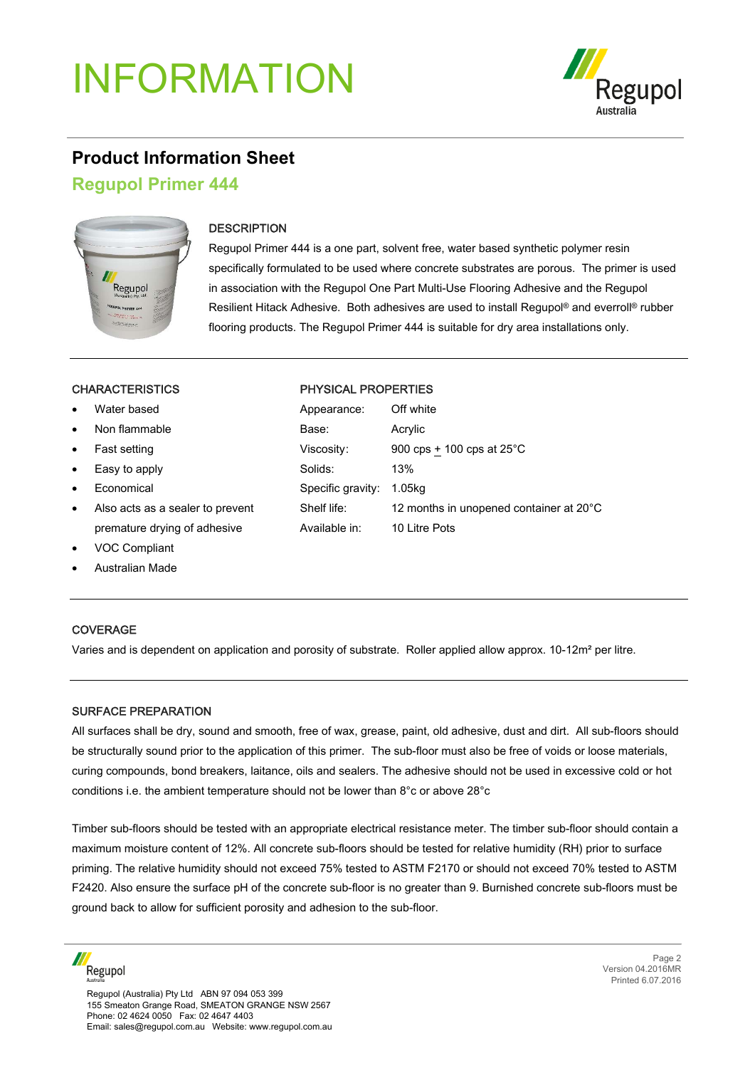# INFORMATION

## Product Information Sheet

### Regupol Primer 444

#### DESCRIPTION

Regupol Primer 444 is a one part, solvent free, water based synthetic polymer resin specifically formulated to be used where concrete substrates are porous. The primer is used in association with the Regupol One Part Multi-Use Flooring Adhesive and the Regupol Resilient Hitack Adhesive. Both adhesives are used to install Regupol® and everroll® rubber flooring products. The Regupol Primer 444 is suitable for dry area installations only.

#### CHARACTERISTICS

- Water based
- Non flammable
- Fast setting
- Easy to apply
- Economical
- Also acts as a sealer to prevent premature drying of adhesive
- VOC Compliant
- Australian Made

#### PHYSICAL PROPERTIES

| | |
|---|---|
| Appearance: | Off white |
| Base: | Acrylic |
| Viscosity: | 900 cps ± 100 cps at 25°C |
| Solids: | 13% |
| Specific gravity: | 1.05kg |
| Shelf life: | 12 months in unopened container at 20°C |
| Available in: | 10 Litre Pots |

#### COVERAGE

Varies and is dependent on application and porosity of substrate. Roller applied allow approx. 10-12m² per litre.

#### SURFACE PREPARATION

All surfaces shall be dry, sound and smooth, free of wax, grease, paint, old adhesive, dust and dirt. All sub-floors should be structurally sound prior to the application of this primer. The sub-floor must also be free of voids or loose materials, curing compounds, bond breakers, laitance, oils and sealers. The adhesive should not be used in excessive cold or hot conditions i.e. the ambient temperature should not be lower than 8°c or above 28°c

Timber sub-floors should be tested with an appropriate electrical resistance meter. The timber sub-floor should contain a maximum moisture content of 12%. All concrete sub-floors should be tested for relative humidity (RH) prior to surface priming. The relative humidity should not exceed 75% tested to ASTM F2170 or should not exceed 70% tested to ASTM F2420. Also ensure the surface pH of the concrete sub-floor is no greater than 9. Burnished concrete sub-floors must be ground back to allow for sufficient porosity and adhesion to the sub-floor.

Version 04.2016MR
Printed 6.07.2016

Regupol (Australia) Pty Ltd ABN 97 094 053 399
155 Smeaton Grange Road, SMEATON GRANGE NSW 2567
Phone: 02 4624 0050 Fax: 02 4647 4403
Email: sales@regupol.com.au Website: www.regupol.com.au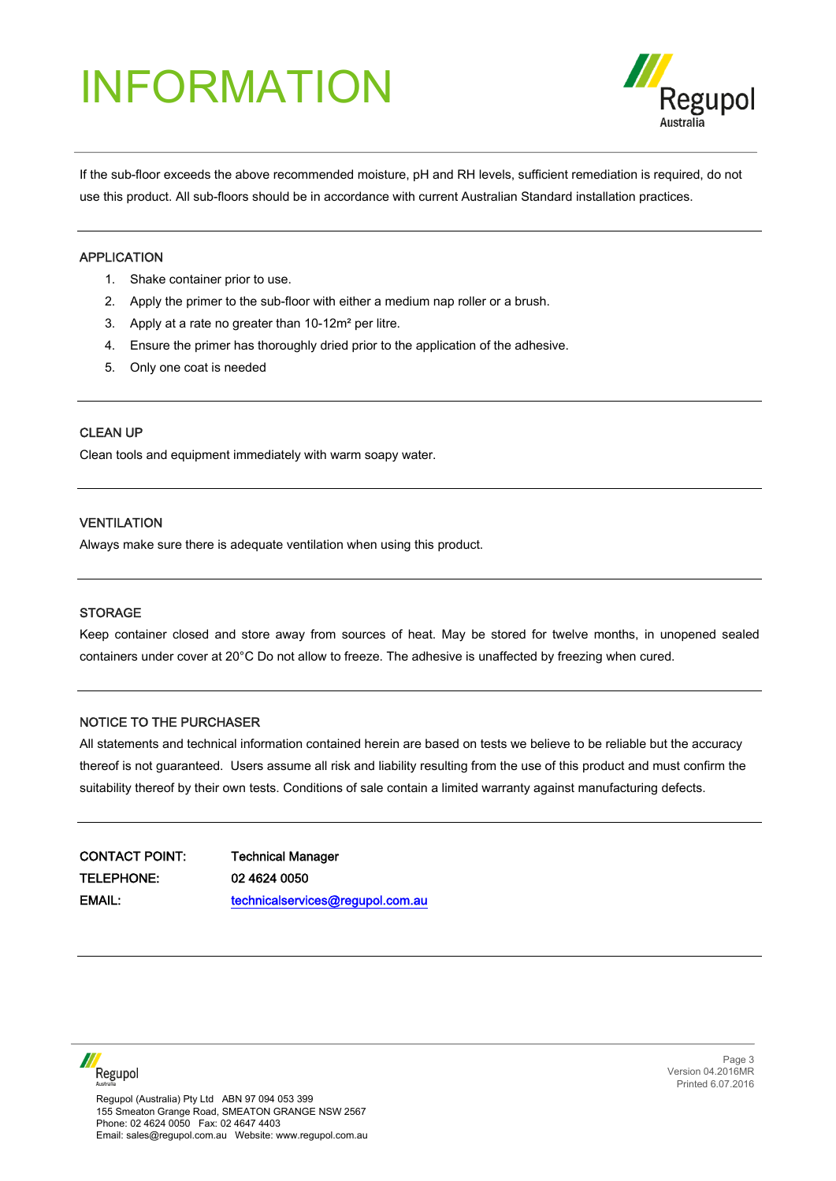# INFORMATION

If the sub-floor exceeds the above recommended moisture, pH and RH levels, sufficient remediation is required, do not use this product. All sub-floors should be in accordance with current Australian Standard installation practices.

## APPLICATION

1. Shake container prior to use.
2. Apply the primer to the sub-floor with either a medium nap roller or a brush.
3. Apply at a rate no greater than 10-12m² per litre.
4. Ensure the primer has thoroughly dried prior to the application of the adhesive.
5. Only one coat is needed

## CLEAN UP

Clean tools and equipment immediately with warm soapy water.

## VENTILATION

Always make sure there is adequate ventilation when using this product.

## STORAGE

Keep container closed and store away from sources of heat. May be stored for twelve months, in unopened sealed containers under cover at 20°C Do not allow to freeze. The adhesive is unaffected by freezing when cured.

## NOTICE TO THE PURCHASER

All statements and technical information contained herein are based on tests we believe to be reliable but the accuracy thereof is not guaranteed. Users assume all risk and liability resulting from the use of this product and must confirm the suitability thereof by their own tests. Conditions of sale contain a limited warranty against manufacturing defects.

| | |
|---|---|
| CONTACT POINT: | Technical Manager |
| TELEPHONE: | 02 4624 0050 |
| EMAIL: | technicalservices@regupol.com.au |

Regupol (Australia) Pty Ltd ABN 97 094 053 399
155 Smeaton Grange Road, SMEATON GRANGE NSW 2567
Phone: 02 4624 0050 Fax: 02 4647 4403
Email: sales@regupol.com.au Website: www.regupol.com.au

Version 04.2016MR
Printed 6.07.2016